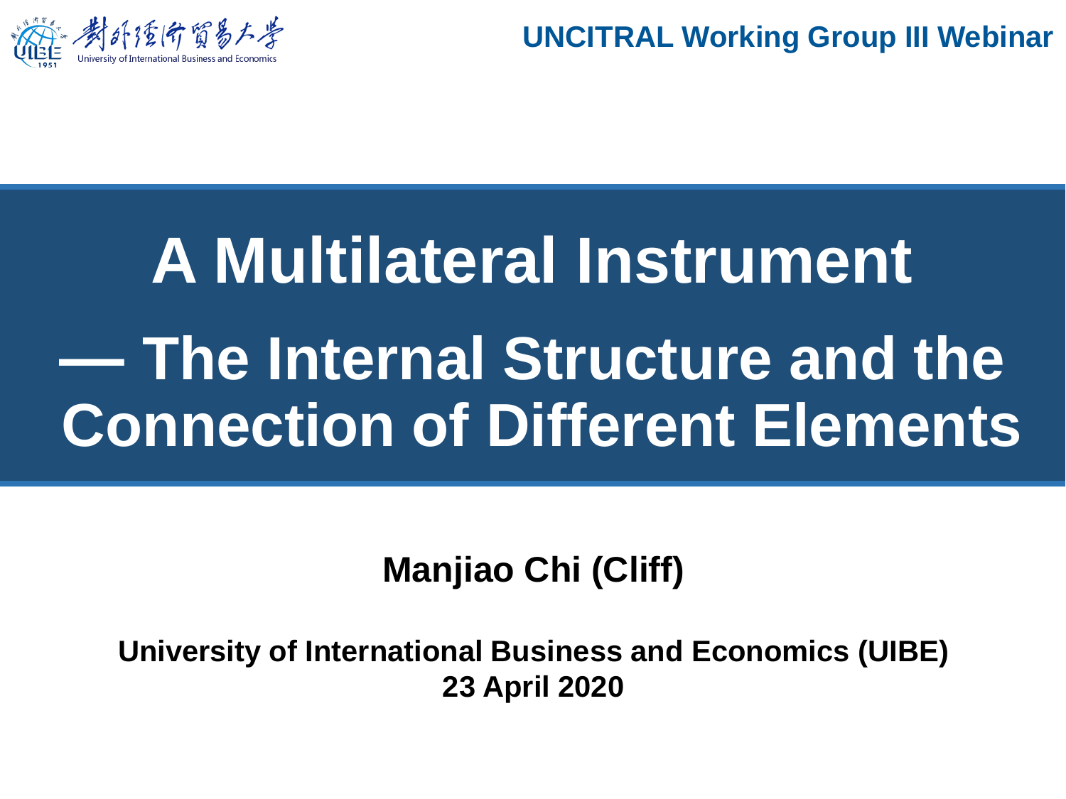对外经济贸易大学

University of International Business and Economics

UNCITRAL Working Group III Webinar

# A Multilateral Instrument — The Internal Structure and the Connection of Different Elements

**Manjiao Chi (Cliff)**

**University of International Business and Economics (UIBE)**
**23 April 2020**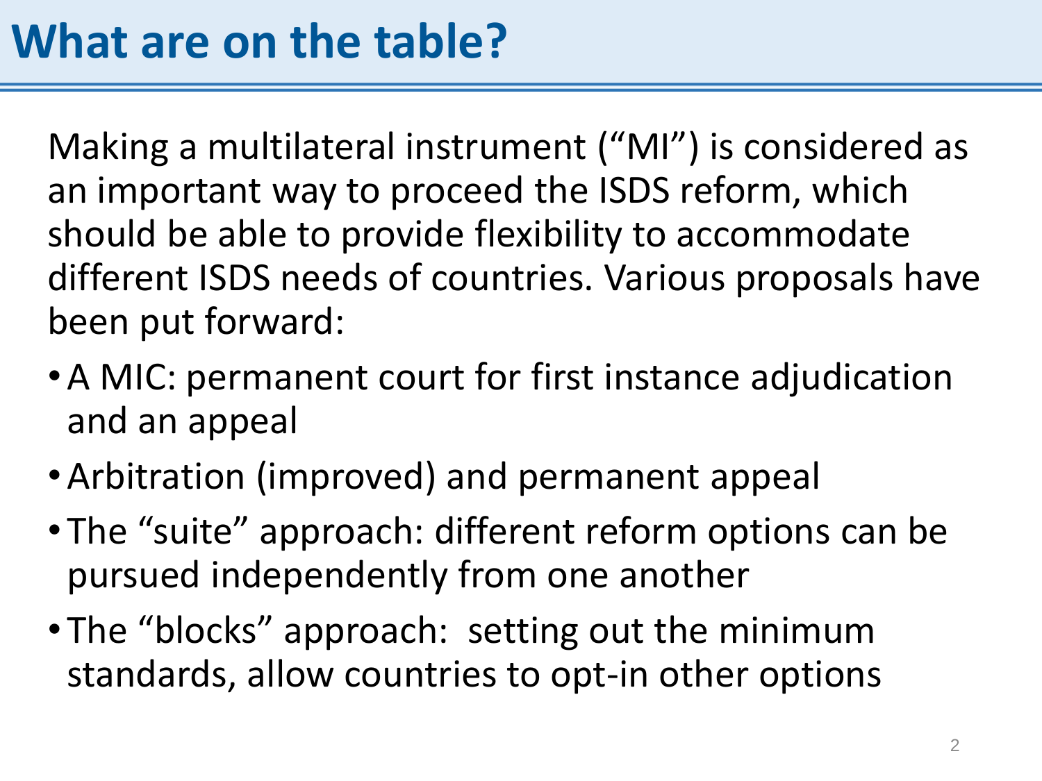# What are on the table?

Making a multilateral instrument ("MI") is considered as an important way to proceed the ISDS reform, which should be able to provide flexibility to accommodate different ISDS needs of countries. Various proposals have been put forward:

- A MIC: permanent court for first instance adjudication and an appeal
- Arbitration (improved) and permanent appeal
- The "suite" approach: different reform options can be pursued independently from one another
- The "blocks" approach: setting out the minimum standards, allow countries to opt-in other options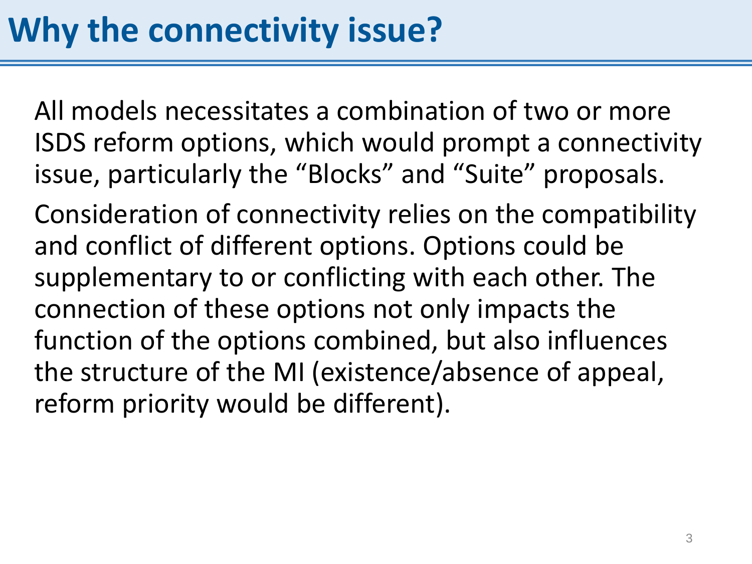# Why the connectivity issue?

All models necessitates a combination of two or more ISDS reform options, which would prompt a connectivity issue, particularly the "Blocks" and "Suite" proposals.

Consideration of connectivity relies on the compatibility and conflict of different options. Options could be supplementary to or conflicting with each other. The connection of these options not only impacts the function of the options combined, but also influences the structure of the MI (existence/absence of appeal, reform priority would be different).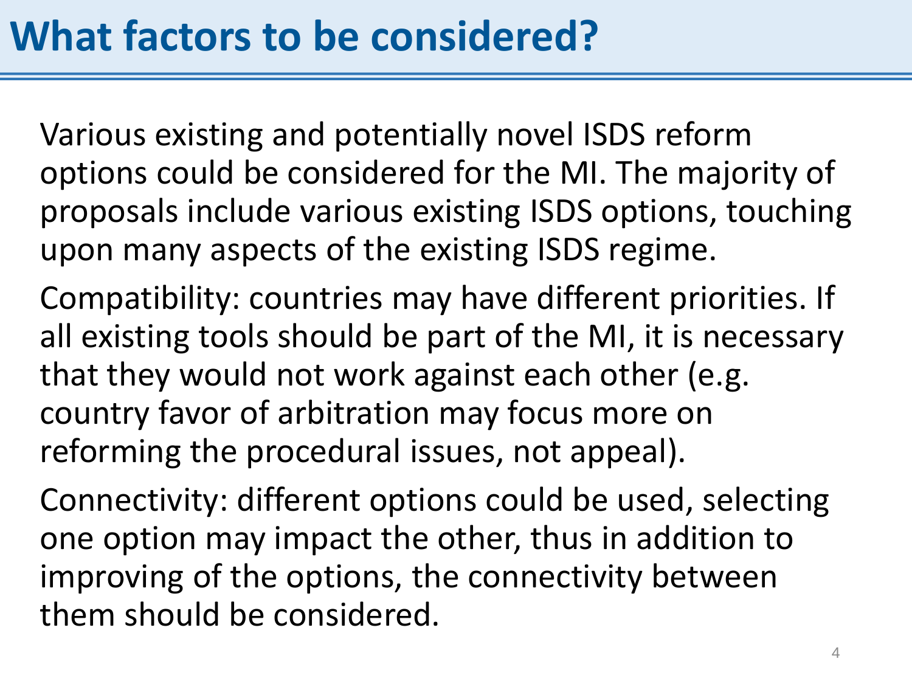# What factors to be considered?

Various existing and potentially novel ISDS reform options could be considered for the MI. The majority of proposals include various existing ISDS options, touching upon many aspects of the existing ISDS regime.

Compatibility: countries may have different priorities. If all existing tools should be part of the MI, it is necessary that they would not work against each other (e.g. country favor of arbitration may focus more on reforming the procedural issues, not appeal).

Connectivity: different options could be used, selecting one option may impact the other, thus in addition to improving of the options, the connectivity between them should be considered.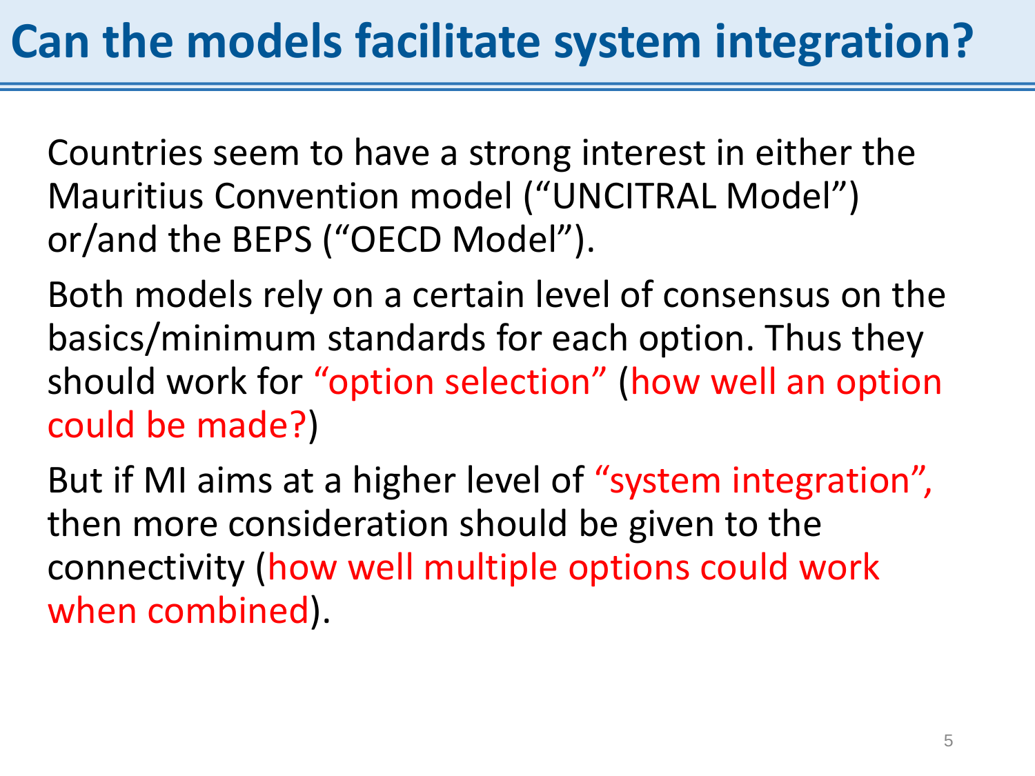# Can the models facilitate system integration?

Countries seem to have a strong interest in either the Mauritius Convention model (“UNCITRAL Model”) or/and the BEPS (“OECD Model”).

Both models rely on a certain level of consensus on the basics/minimum standards for each option. Thus they should work for “option selection” (how well an option could be made?)

But if MI aims at a higher level of “system integration”, then more consideration should be given to the connectivity (how well multiple options could work when combined).